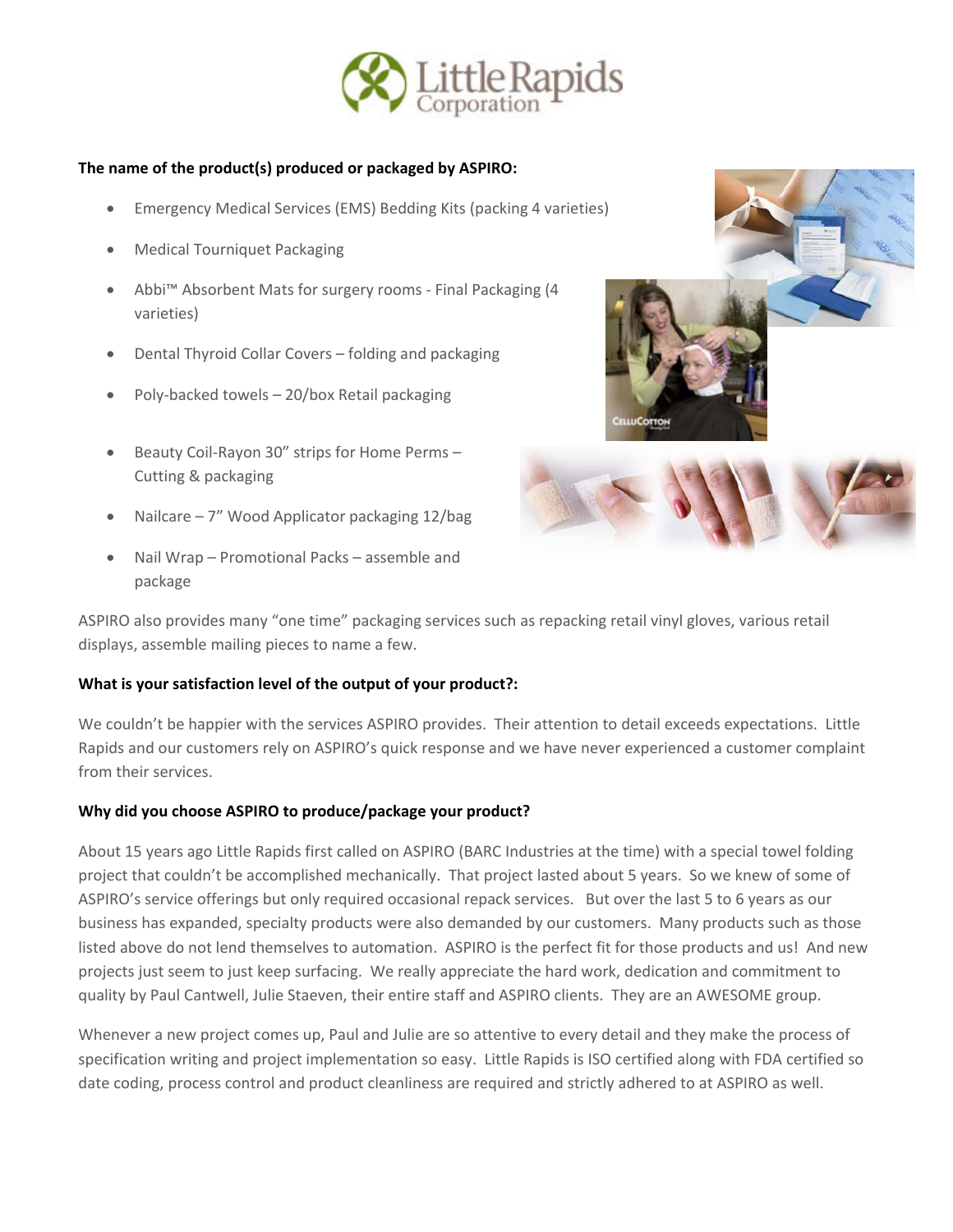**The name of the product(s) produced or packaged by ASPIRO:**

- Emergency Medical Services (EMS) Bedding Kits (packing 4 varieties)
- Medical Tourniquet Packaging
- Abbi™ Absorbent Mats for surgery rooms - Final Packaging (4 varieties)
- Dental Thyroid Collar Covers – folding and packaging
- Poly-backed towels – 20/box Retail packaging
- Beauty Coil-Rayon 30" strips for Home Perms – Cutting & packaging
- Nailcare – 7" Wood Applicator packaging 12/bag
- Nail Wrap – Promotional Packs – assemble and package

ASPIRO also provides many "one time" packaging services such as repacking retail vinyl gloves, various retail displays, assemble mailing pieces to name a few.

**What is your satisfaction level of the output of your product?:**

We couldn't be happier with the services ASPIRO provides. Their attention to detail exceeds expectations. Little Rapids and our customers rely on ASPIRO's quick response and we have never experienced a customer complaint from their services.

**Why did you choose ASPIRO to produce/package your product?**

About 15 years ago Little Rapids first called on ASPIRO (BARC Industries at the time) with a special towel folding project that couldn't be accomplished mechanically. That project lasted about 5 years. So we knew of some of ASPIRO's service offerings but only required occasional repack services. But over the last 5 to 6 years as our business has expanded, specialty products were also demanded by our customers. Many products such as those listed above do not lend themselves to automation. ASPIRO is the perfect fit for those products and us! And new projects just seem to just keep surfacing. We really appreciate the hard work, dedication and commitment to quality by Paul Cantwell, Julie Staeven, their entire staff and ASPIRO clients. They are an AWESOME group.

Whenever a new project comes up, Paul and Julie are so attentive to every detail and they make the process of specification writing and project implementation so easy. Little Rapids is ISO certified along with FDA certified so date coding, process control and product cleanliness are required and strictly adhered to at ASPIRO as well.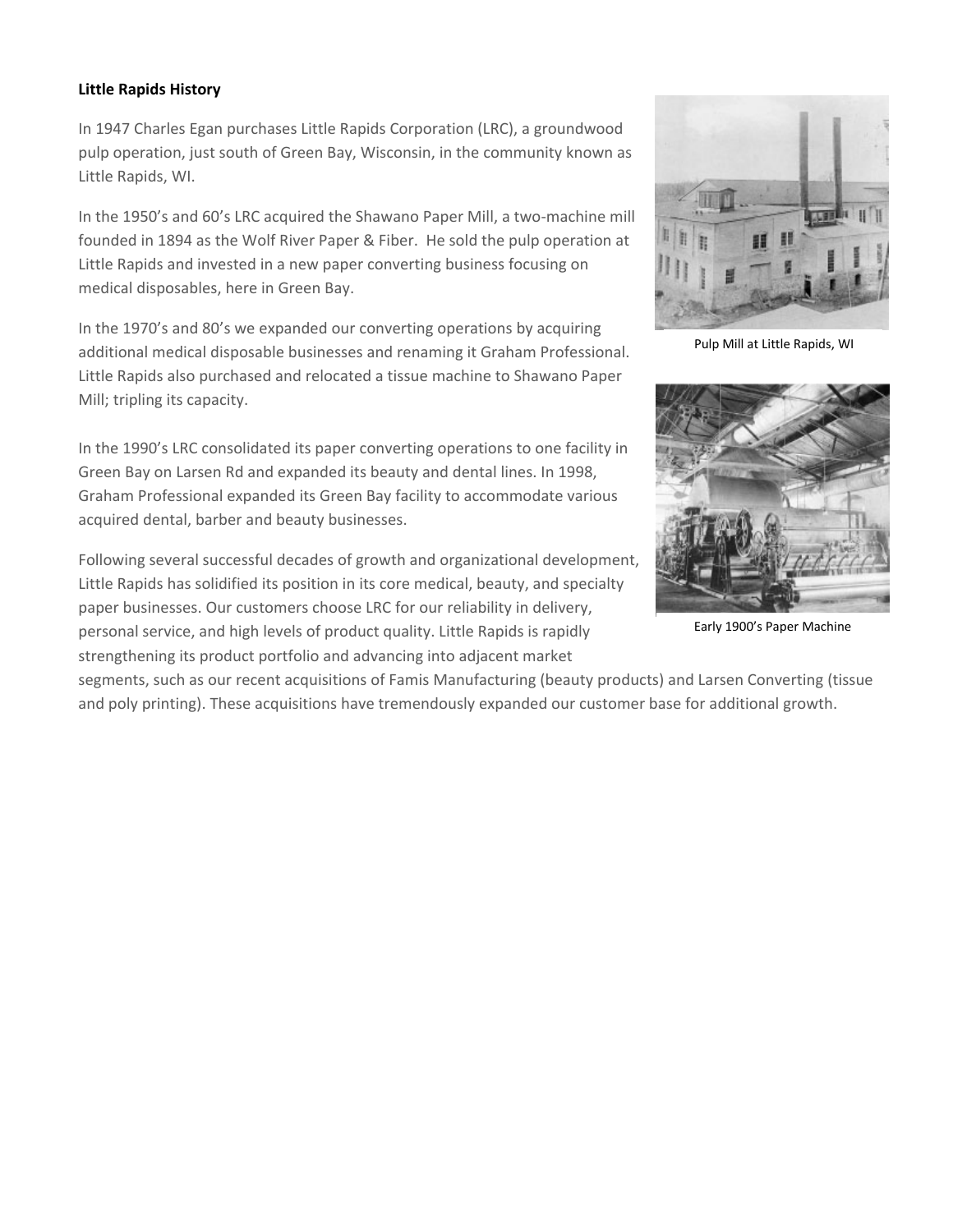**Little Rapids History**

In 1947 Charles Egan purchases Little Rapids Corporation (LRC), a groundwood pulp operation, just south of Green Bay, Wisconsin, in the community known as Little Rapids, WI.

In the 1950's and 60's LRC acquired the Shawano Paper Mill, a two-machine mill founded in 1894 as the Wolf River Paper & Fiber. He sold the pulp operation at Little Rapids and invested in a new paper converting business focusing on medical disposables, here in Green Bay.

In the 1970's and 80's we expanded our converting operations by acquiring additional medical disposable businesses and renaming it Graham Professional. Little Rapids also purchased and relocated a tissue machine to Shawano Paper Mill; tripling its capacity.

In the 1990's LRC consolidated its paper converting operations to one facility in Green Bay on Larsen Rd and expanded its beauty and dental lines. In 1998, Graham Professional expanded its Green Bay facility to accommodate various acquired dental, barber and beauty businesses.

Following several successful decades of growth and organizational development, Little Rapids has solidified its position in its core medical, beauty, and specialty paper businesses. Our customers choose LRC for our reliability in delivery, personal service, and high levels of product quality. Little Rapids is rapidly strengthening its product portfolio and advancing into adjacent market segments, such as our recent acquisitions of Famis Manufacturing (beauty products) and Larsen Converting (tissue and poly printing). These acquisitions have tremendously expanded our customer base for additional growth.

Pulp Mill at Little Rapids, WI

Early 1900's Paper Machine